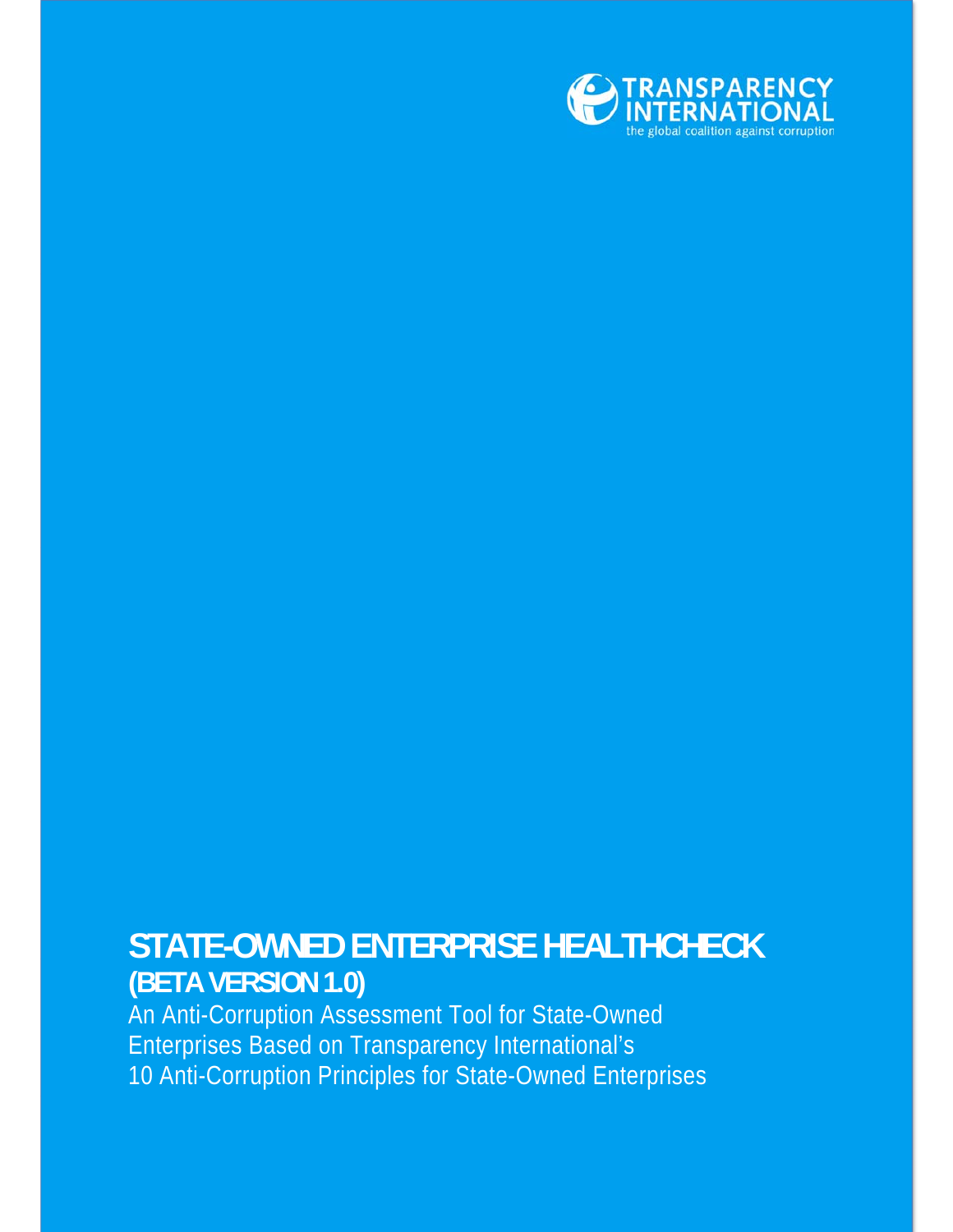TRANSPARENCY INTERNATIONAL
the global coalition against corruption

# STATE-OWNED ENTERPRISE HEALTHCHECK

## (BETA VERSION 1.0)

An Anti-Corruption Assessment Tool for State-Owned Enterprises Based on Transparency International's 10 Anti-Corruption Principles for State-Owned Enterprises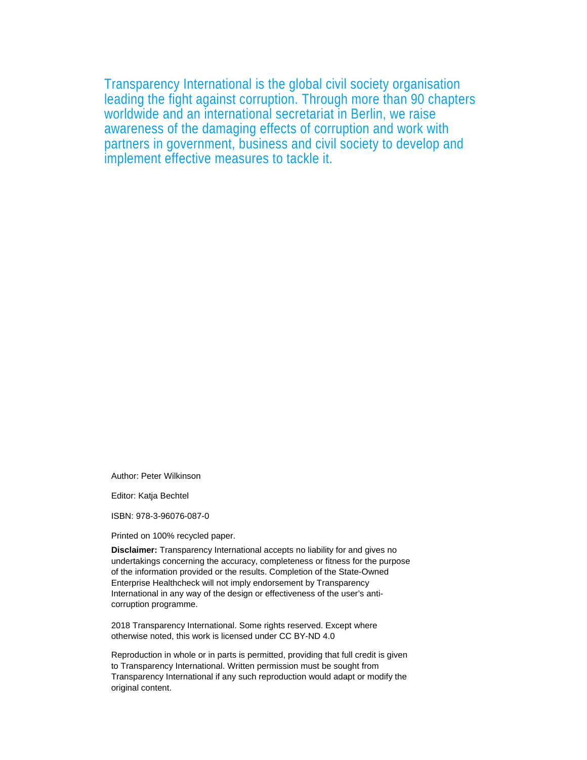Transparency International is the global civil society organisation leading the fight against corruption. Through more than 90 chapters worldwide and an international secretariat in Berlin, we raise awareness of the damaging effects of corruption and work with partners in government, business and civil society to develop and implement effective measures to tackle it.

Author: Peter Wilkinson

Editor: Katja Bechtel

ISBN: 978-3-96076-087-0

Printed on 100% recycled paper.

**Disclaimer:** Transparency International accepts no liability for and gives no undertakings concerning the accuracy, completeness or fitness for the purpose of the information provided or the results. Completion of the State-Owned Enterprise Healthcheck will not imply endorsement by Transparency International in any way of the design or effectiveness of the user's anti-corruption programme.

2018 Transparency International. Some rights reserved. Except where otherwise noted, this work is licensed under CC BY-ND 4.0

Reproduction in whole or in parts is permitted, providing that full credit is given to Transparency International. Written permission must be sought from Transparency International if any such reproduction would adapt or modify the original content.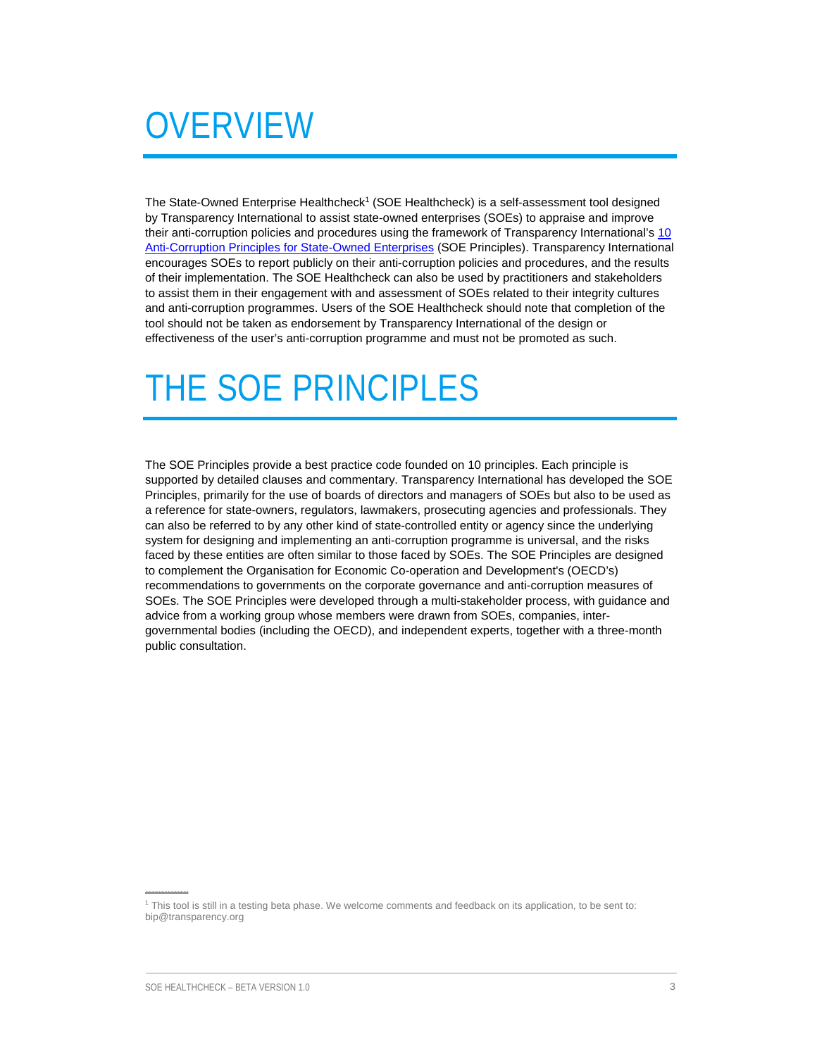# OVERVIEW

The State-Owned Enterprise Healthcheck[1] (SOE Healthcheck) is a self-assessment tool designed by Transparency International to assist state-owned enterprises (SOEs) to appraise and improve their anti-corruption policies and procedures using the framework of Transparency International's 10 Anti-Corruption Principles for State-Owned Enterprises (SOE Principles). Transparency International encourages SOEs to report publicly on their anti-corruption policies and procedures, and the results of their implementation. The SOE Healthcheck can also be used by practitioners and stakeholders to assist them in their engagement with and assessment of SOEs related to their integrity cultures and anti-corruption programmes. Users of the SOE Healthcheck should note that completion of the tool should not be taken as endorsement by Transparency International of the design or effectiveness of the user's anti-corruption programme and must not be promoted as such.

# THE SOE PRINCIPLES

The SOE Principles provide a best practice code founded on 10 principles. Each principle is supported by detailed clauses and commentary. Transparency International has developed the SOE Principles, primarily for the use of boards of directors and managers of SOEs but also to be used as a reference for state-owners, regulators, lawmakers, prosecuting agencies and professionals. They can also be referred to by any other kind of state-controlled entity or agency since the underlying system for designing and implementing an anti-corruption programme is universal, and the risks faced by these entities are often similar to those faced by SOEs. The SOE Principles are designed to complement the Organisation for Economic Co-operation and Development's (OECD's) recommendations to governments on the corporate governance and anti-corruption measures of SOEs. The SOE Principles were developed through a multi-stakeholder process, with guidance and advice from a working group whose members were drawn from SOEs, companies, inter-governmental bodies (including the OECD), and independent experts, together with a three-month public consultation.

[1] This tool is still in a testing beta phase. We welcome comments and feedback on its application, to be sent to: bip@transparency.org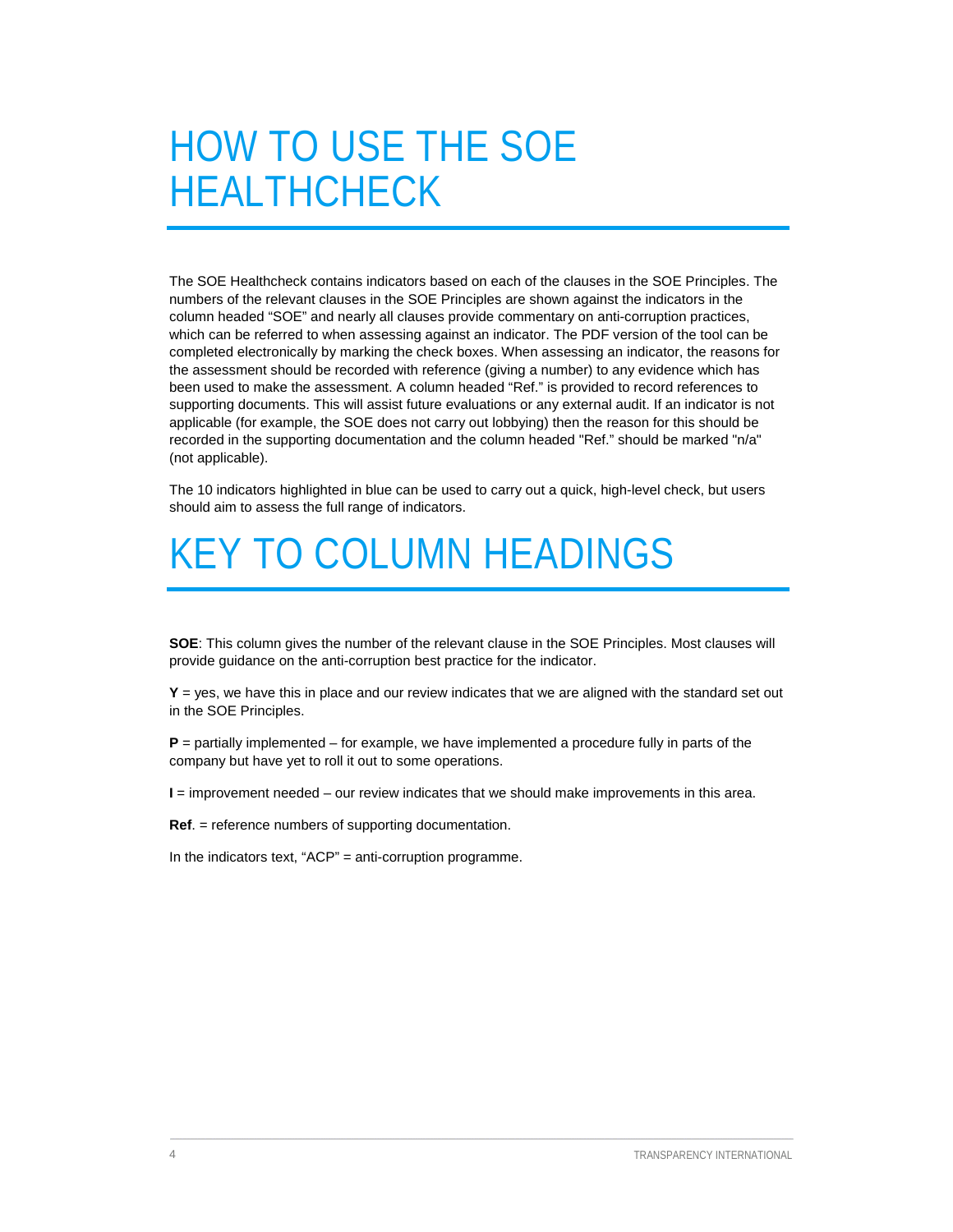# HOW TO USE THE SOE HEALTHCHECK

The SOE Healthcheck contains indicators based on each of the clauses in the SOE Principles. The numbers of the relevant clauses in the SOE Principles are shown against the indicators in the column headed "SOE" and nearly all clauses provide commentary on anti-corruption practices, which can be referred to when assessing against an indicator. The PDF version of the tool can be completed electronically by marking the check boxes. When assessing an indicator, the reasons for the assessment should be recorded with reference (giving a number) to any evidence which has been used to make the assessment. A column headed "Ref." is provided to record references to supporting documents. This will assist future evaluations or any external audit. If an indicator is not applicable (for example, the SOE does not carry out lobbying) then the reason for this should be recorded in the supporting documentation and the column headed "Ref." should be marked "n/a" (not applicable).

The 10 indicators highlighted in blue can be used to carry out a quick, high-level check, but users should aim to assess the full range of indicators.

# KEY TO COLUMN HEADINGS

**SOE**: This column gives the number of the relevant clause in the SOE Principles. Most clauses will provide guidance on the anti-corruption best practice for the indicator.

**Y** = yes, we have this in place and our review indicates that we are aligned with the standard set out in the SOE Principles.

**P** = partially implemented – for example, we have implemented a procedure fully in parts of the company but have yet to roll it out to some operations.

**I** = improvement needed – our review indicates that we should make improvements in this area.

**Ref**. = reference numbers of supporting documentation.

In the indicators text, "ACP" = anti-corruption programme.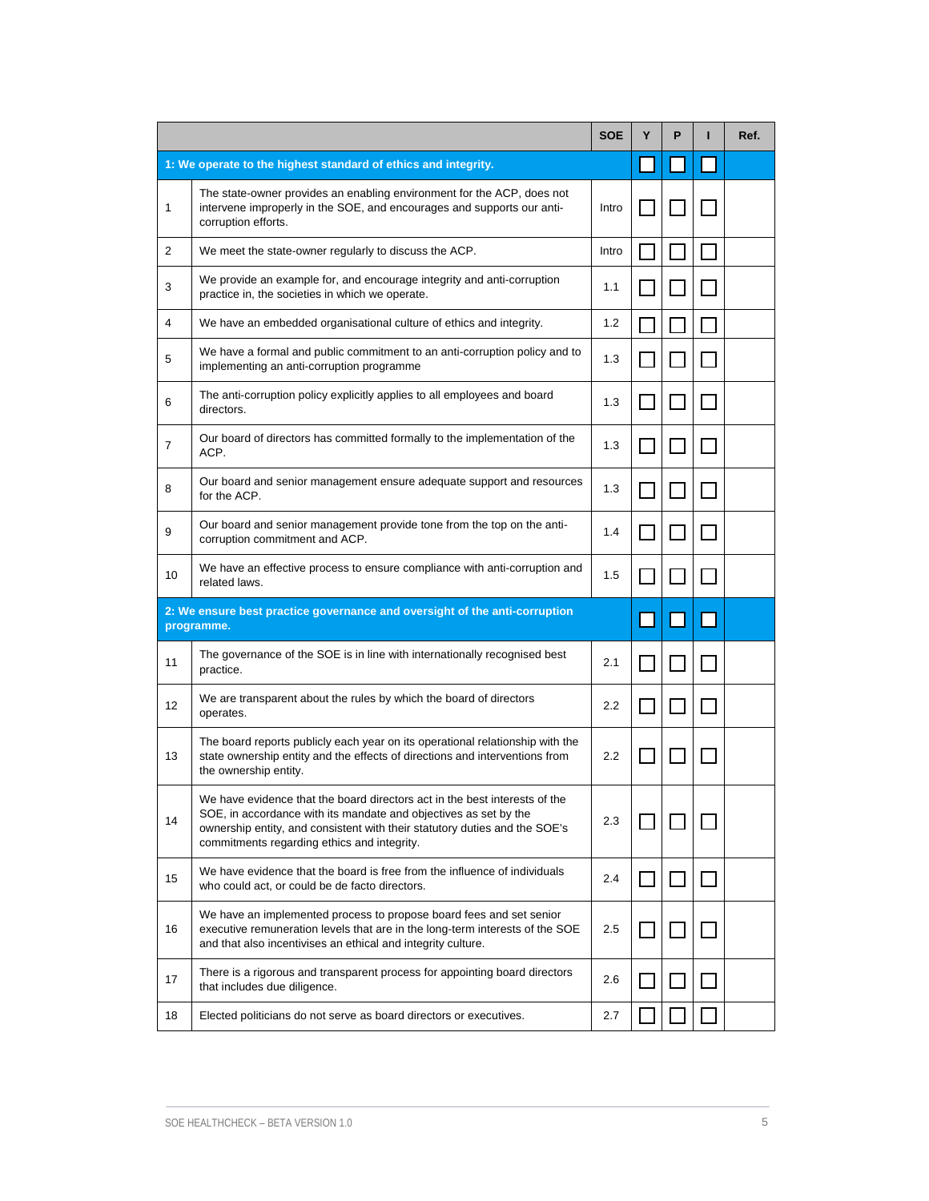| | | SOE | Y | P | I | Ref. |
|---|---|---|---|---|---|---|
| **1: We operate to the highest standard of ethics and integrity.** | | | ☐ | ☐ | ☐ | |
| 1 | The state-owner provides an enabling environment for the ACP, does not intervene improperly in the SOE, and encourages and supports our anti-corruption efforts. | Intro | ☐ | ☐ | ☐ | |
| 2 | We meet the state-owner regularly to discuss the ACP. | Intro | ☐ | ☐ | ☐ | |
| 3 | We provide an example for, and encourage integrity and anti-corruption practice in, the societies in which we operate. | 1.1 | ☐ | ☐ | ☐ | |
| 4 | We have an embedded organisational culture of ethics and integrity. | 1.2 | ☐ | ☐ | ☐ | |
| 5 | We have a formal and public commitment to an anti-corruption policy and to implementing an anti-corruption programme | 1.3 | ☐ | ☐ | ☐ | |
| 6 | The anti-corruption policy explicitly applies to all employees and board directors. | 1.3 | ☐ | ☐ | ☐ | |
| 7 | Our board of directors has committed formally to the implementation of the ACP. | 1.3 | ☐ | ☐ | ☐ | |
| 8 | Our board and senior management ensure adequate support and resources for the ACP. | 1.3 | ☐ | ☐ | ☐ | |
| 9 | Our board and senior management provide tone from the top on the anti-corruption commitment and ACP. | 1.4 | ☐ | ☐ | ☐ | |
| 10 | We have an effective process to ensure compliance with anti-corruption and related laws. | 1.5 | ☐ | ☐ | ☐ | |
| **2: We ensure best practice governance and oversight of the anti-corruption programme.** | | | ☐ | ☐ | ☐ | |
| 11 | The governance of the SOE is in line with internationally recognised best practice. | 2.1 | ☐ | ☐ | ☐ | |
| 12 | We are transparent about the rules by which the board of directors operates. | 2.2 | ☐ | ☐ | ☐ | |
| 13 | The board reports publicly each year on its operational relationship with the state ownership entity and the effects of directions and interventions from the ownership entity. | 2.2 | ☐ | ☐ | ☐ | |
| 14 | We have evidence that the board directors act in the best interests of the SOE, in accordance with its mandate and objectives as set by the ownership entity, and consistent with their statutory duties and the SOE's commitments regarding ethics and integrity. | 2.3 | ☐ | ☐ | ☐ | |
| 15 | We have evidence that the board is free from the influence of individuals who could act, or could be de facto directors. | 2.4 | ☐ | ☐ | ☐ | |
| 16 | We have an implemented process to propose board fees and set senior executive remuneration levels that are in the long-term interests of the SOE and that also incentivises an ethical and integrity culture. | 2.5 | ☐ | ☐ | ☐ | |
| 17 | There is a rigorous and transparent process for appointing board directors that includes due diligence. | 2.6 | ☐ | ☐ | ☐ | |
| 18 | Elected politicians do not serve as board directors or executives. | 2.7 | ☐ | ☐ | ☐ | |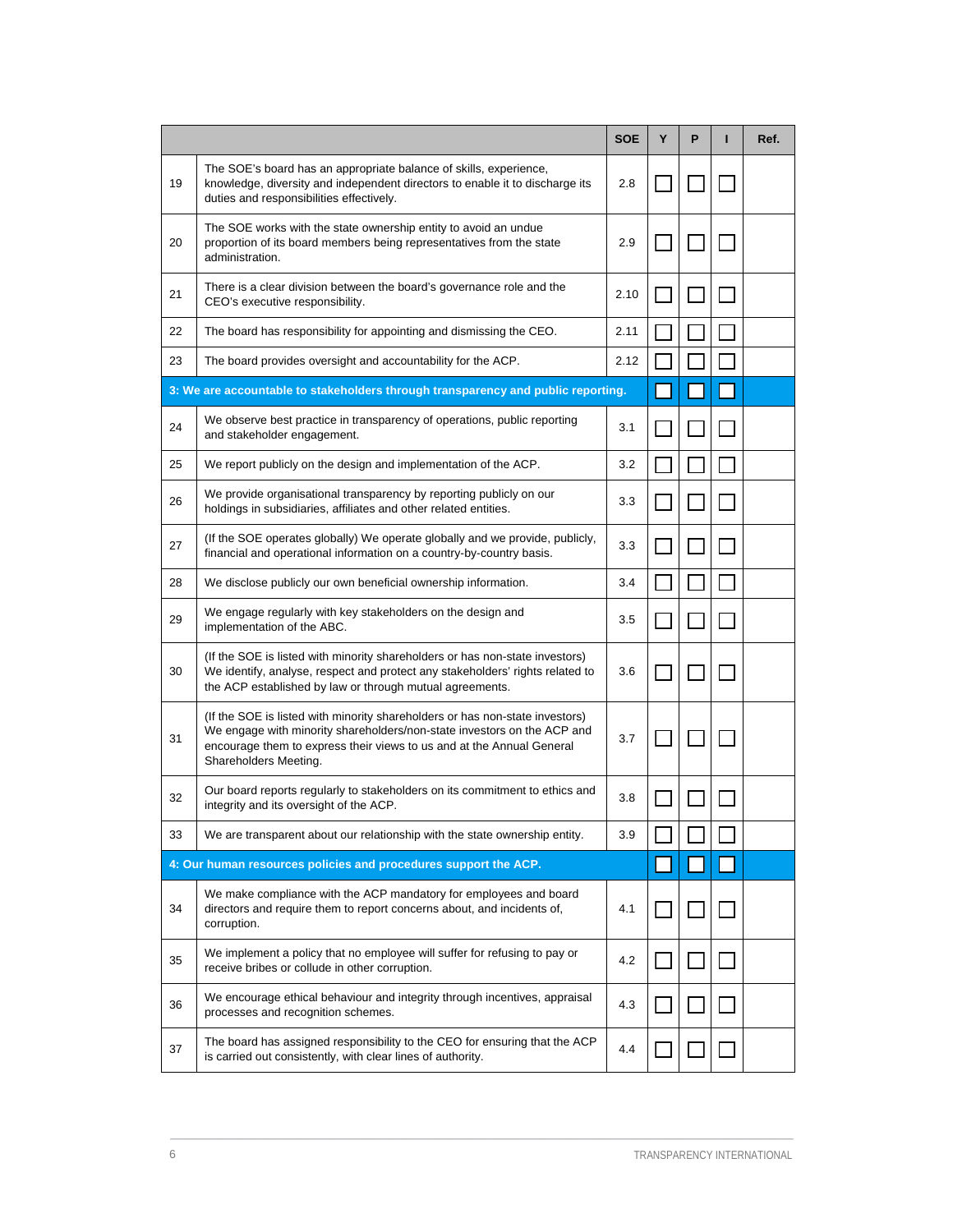| | | SOE | Y | P | I | Ref. |
|---|---|---|---|---|---|---|
| 19 | The SOE's board has an appropriate balance of skills, experience, knowledge, diversity and independent directors to enable it to discharge its duties and responsibilities effectively. | 2.8 | ☐ | ☐ | ☐ | |
| 20 | The SOE works with the state ownership entity to avoid an undue proportion of its board members being representatives from the state administration. | 2.9 | ☐ | ☐ | ☐ | |
| 21 | There is a clear division between the board's governance role and the CEO's executive responsibility. | 2.10 | ☐ | ☐ | ☐ | |
| 22 | The board has responsibility for appointing and dismissing the CEO. | 2.11 | ☐ | ☐ | ☐ | |
| 23 | The board provides oversight and accountability for the ACP. | 2.12 | ☐ | ☐ | ☐ | |
| **3: We are accountable to stakeholders through transparency and public reporting.** | | | ☐ | ☐ | ☐ | |
| 24 | We observe best practice in transparency of operations, public reporting and stakeholder engagement. | 3.1 | ☐ | ☐ | ☐ | |
| 25 | We report publicly on the design and implementation of the ACP. | 3.2 | ☐ | ☐ | ☐ | |
| 26 | We provide organisational transparency by reporting publicly on our holdings in subsidiaries, affiliates and other related entities. | 3.3 | ☐ | ☐ | ☐ | |
| 27 | (If the SOE operates globally) We operate globally and we provide, publicly, financial and operational information on a country-by-country basis. | 3.3 | ☐ | ☐ | ☐ | |
| 28 | We disclose publicly our own beneficial ownership information. | 3.4 | ☐ | ☐ | ☐ | |
| 29 | We engage regularly with key stakeholders on the design and implementation of the ABC. | 3.5 | ☐ | ☐ | ☐ | |
| 30 | (If the SOE is listed with minority shareholders or has non-state investors) We identify, analyse, respect and protect any stakeholders' rights related to the ACP established by law or through mutual agreements. | 3.6 | ☐ | ☐ | ☐ | |
| 31 | (If the SOE is listed with minority shareholders or has non-state investors) We engage with minority shareholders/non-state investors on the ACP and encourage them to express their views to us and at the Annual General Shareholders Meeting. | 3.7 | ☐ | ☐ | ☐ | |
| 32 | Our board reports regularly to stakeholders on its commitment to ethics and integrity and its oversight of the ACP. | 3.8 | ☐ | ☐ | ☐ | |
| 33 | We are transparent about our relationship with the state ownership entity. | 3.9 | ☐ | ☐ | ☐ | |
| **4: Our human resources policies and procedures support the ACP.** | | | ☐ | ☐ | ☐ | |
| 34 | We make compliance with the ACP mandatory for employees and board directors and require them to report concerns about, and incidents of, corruption. | 4.1 | ☐ | ☐ | ☐ | |
| 35 | We implement a policy that no employee will suffer for refusing to pay or receive bribes or collude in other corruption. | 4.2 | ☐ | ☐ | ☐ | |
| 36 | We encourage ethical behaviour and integrity through incentives, appraisal processes and recognition schemes. | 4.3 | ☐ | ☐ | ☐ | |
| 37 | The board has assigned responsibility to the CEO for ensuring that the ACP is carried out consistently, with clear lines of authority. | 4.4 | ☐ | ☐ | ☐ | |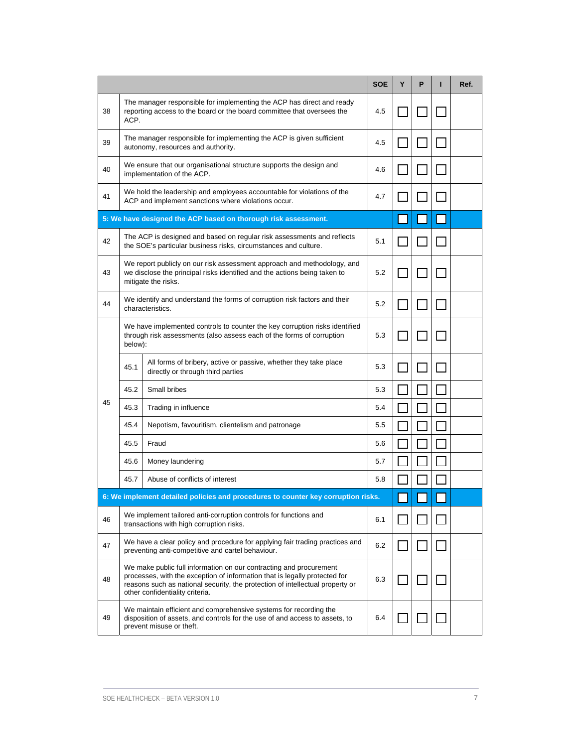| | | | SOE | Y | P | I | Ref. |
|---|---|---|---|---|---|---|---|
| 38 | The manager responsible for implementing the ACP has direct and ready reporting access to the board or the board committee that oversees the ACP. | | 4.5 | ☐ | ☐ | ☐ | |
| 39 | The manager responsible for implementing the ACP is given sufficient autonomy, resources and authority. | | 4.5 | ☐ | ☐ | ☐ | |
| 40 | We ensure that our organisational structure supports the design and implementation of the ACP. | | 4.6 | ☐ | ☐ | ☐ | |
| 41 | We hold the leadership and employees accountable for violations of the ACP and implement sanctions where violations occur. | | 4.7 | ☐ | ☐ | ☐ | |
| **5: We have designed the ACP based on thorough risk assessment.** | | | | ☐ | ☐ | ☐ | |
| 42 | The ACP is designed and based on regular risk assessments and reflects the SOE's particular business risks, circumstances and culture. | | 5.1 | ☐ | ☐ | ☐ | |
| 43 | We report publicly on our risk assessment approach and methodology, and we disclose the principal risks identified and the actions being taken to mitigate the risks. | | 5.2 | ☐ | ☐ | ☐ | |
| 44 | We identify and understand the forms of corruption risk factors and their characteristics. | | 5.2 | ☐ | ☐ | ☐ | |
| 45 | We have implemented controls to counter the key corruption risks identified through risk assessments (also assess each of the forms of corruption below): | | 5.3 | ☐ | ☐ | ☐ | |
| | 45.1 | All forms of bribery, active or passive, whether they take place directly or through third parties | 5.3 | ☐ | ☐ | ☐ | |
| | 45.2 | Small bribes | 5.3 | ☐ | ☐ | ☐ | |
| | 45.3 | Trading in influence | 5.4 | ☐ | ☐ | ☐ | |
| | 45.4 | Nepotism, favouritism, clientelism and patronage | 5.5 | ☐ | ☐ | ☐ | |
| | 45.5 | Fraud | 5.6 | ☐ | ☐ | ☐ | |
| | 45.6 | Money laundering | 5.7 | ☐ | ☐ | ☐ | |
| | 45.7 | Abuse of conflicts of interest | 5.8 | ☐ | ☐ | ☐ | |
| **6: We implement detailed policies and procedures to counter key corruption risks.** | | | | ☐ | ☐ | ☐ | |
| 46 | We implement tailored anti-corruption controls for functions and transactions with high corruption risks. | | 6.1 | ☐ | ☐ | ☐ | |
| 47 | We have a clear policy and procedure for applying fair trading practices and preventing anti-competitive and cartel behaviour. | | 6.2 | ☐ | ☐ | ☐ | |
| 48 | We make public full information on our contracting and procurement processes, with the exception of information that is legally protected for reasons such as national security, the protection of intellectual property or other confidentiality criteria. | | 6.3 | ☐ | ☐ | ☐ | |
| 49 | We maintain efficient and comprehensive systems for recording the disposition of assets, and controls for the use of and access to assets, to prevent misuse or theft. | | 6.4 | ☐ | ☐ | ☐ | |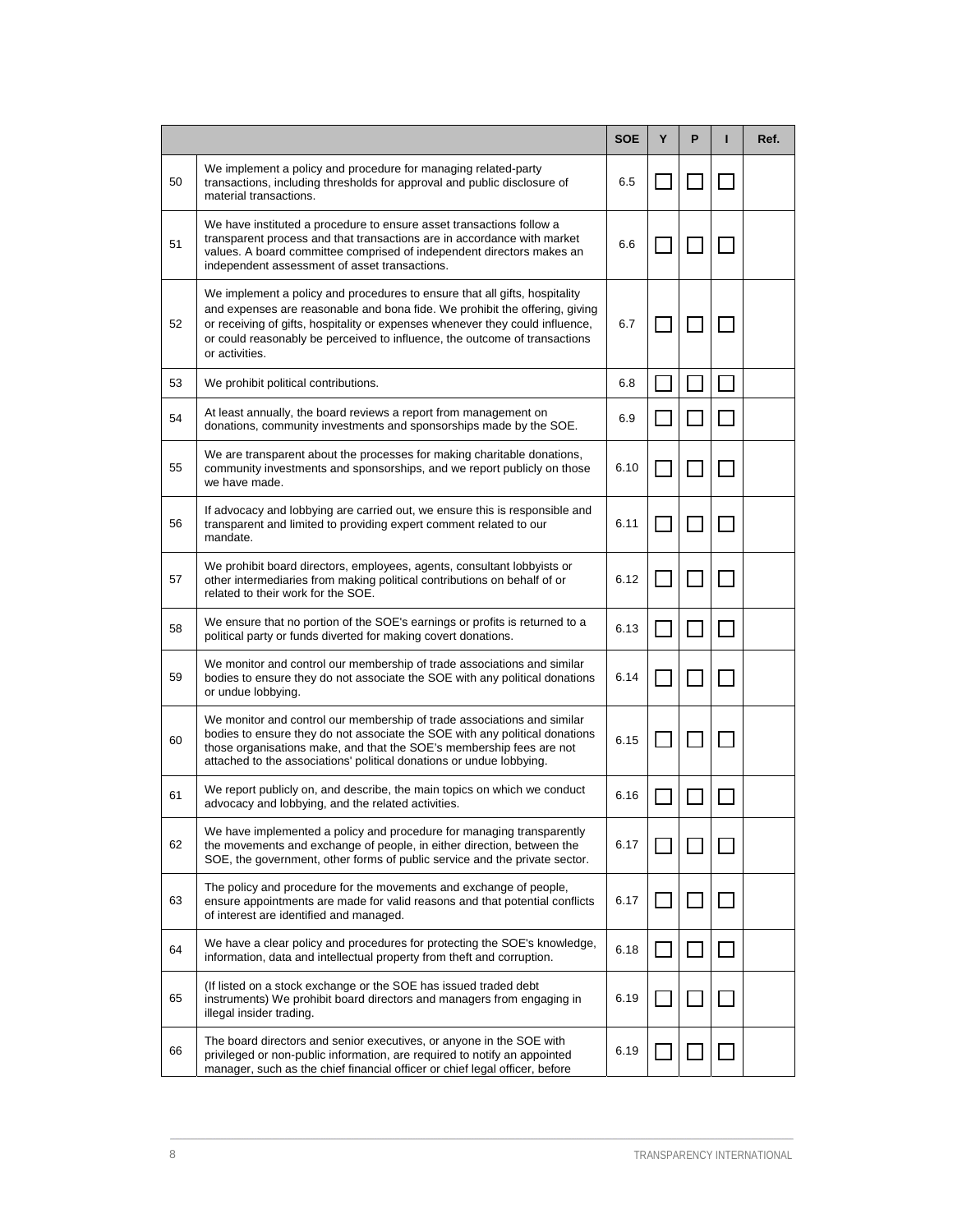| | | SOE | Y | P | I | Ref. |
|---|---|---|---|---|---|---|
| 50 | We implement a policy and procedure for managing related-party transactions, including thresholds for approval and public disclosure of material transactions. | 6.5 | ☐ | ☐ | ☐ | |
| 51 | We have instituted a procedure to ensure asset transactions follow a transparent process and that transactions are in accordance with market values. A board committee comprised of independent directors makes an independent assessment of asset transactions. | 6.6 | ☐ | ☐ | ☐ | |
| 52 | We implement a policy and procedures to ensure that all gifts, hospitality and expenses are reasonable and bona fide. We prohibit the offering, giving or receiving of gifts, hospitality or expenses whenever they could influence, or could reasonably be perceived to influence, the outcome of transactions or activities. | 6.7 | ☐ | ☐ | ☐ | |
| 53 | We prohibit political contributions. | 6.8 | ☐ | ☐ | ☐ | |
| 54 | At least annually, the board reviews a report from management on donations, community investments and sponsorships made by the SOE. | 6.9 | ☐ | ☐ | ☐ | |
| 55 | We are transparent about the processes for making charitable donations, community investments and sponsorships, and we report publicly on those we have made. | 6.10 | ☐ | ☐ | ☐ | |
| 56 | If advocacy and lobbying are carried out, we ensure this is responsible and transparent and limited to providing expert comment related to our mandate. | 6.11 | ☐ | ☐ | ☐ | |
| 57 | We prohibit board directors, employees, agents, consultant lobbyists or other intermediaries from making political contributions on behalf of or related to their work for the SOE. | 6.12 | ☐ | ☐ | ☐ | |
| 58 | We ensure that no portion of the SOE's earnings or profits is returned to a political party or funds diverted for making covert donations. | 6.13 | ☐ | ☐ | ☐ | |
| 59 | We monitor and control our membership of trade associations and similar bodies to ensure they do not associate the SOE with any political donations or undue lobbying. | 6.14 | ☐ | ☐ | ☐ | |
| 60 | We monitor and control our membership of trade associations and similar bodies to ensure they do not associate the SOE with any political donations those organisations make, and that the SOE's membership fees are not attached to the associations' political donations or undue lobbying. | 6.15 | ☐ | ☐ | ☐ | |
| 61 | We report publicly on, and describe, the main topics on which we conduct advocacy and lobbying, and the related activities. | 6.16 | ☐ | ☐ | ☐ | |
| 62 | We have implemented a policy and procedure for managing transparently the movements and exchange of people, in either direction, between the SOE, the government, other forms of public service and the private sector. | 6.17 | ☐ | ☐ | ☐ | |
| 63 | The policy and procedure for the movements and exchange of people, ensure appointments are made for valid reasons and that potential conflicts of interest are identified and managed. | 6.17 | ☐ | ☐ | ☐ | |
| 64 | We have a clear policy and procedures for protecting the SOE's knowledge, information, data and intellectual property from theft and corruption. | 6.18 | ☐ | ☐ | ☐ | |
| 65 | (If listed on a stock exchange or the SOE has issued traded debt instruments) We prohibit board directors and managers from engaging in illegal insider trading. | 6.19 | ☐ | ☐ | ☐ | |
| 66 | The board directors and senior executives, or anyone in the SOE with privileged or non-public information, are required to notify an appointed manager, such as the chief financial officer or chief legal officer, before | 6.19 | ☐ | ☐ | ☐ | |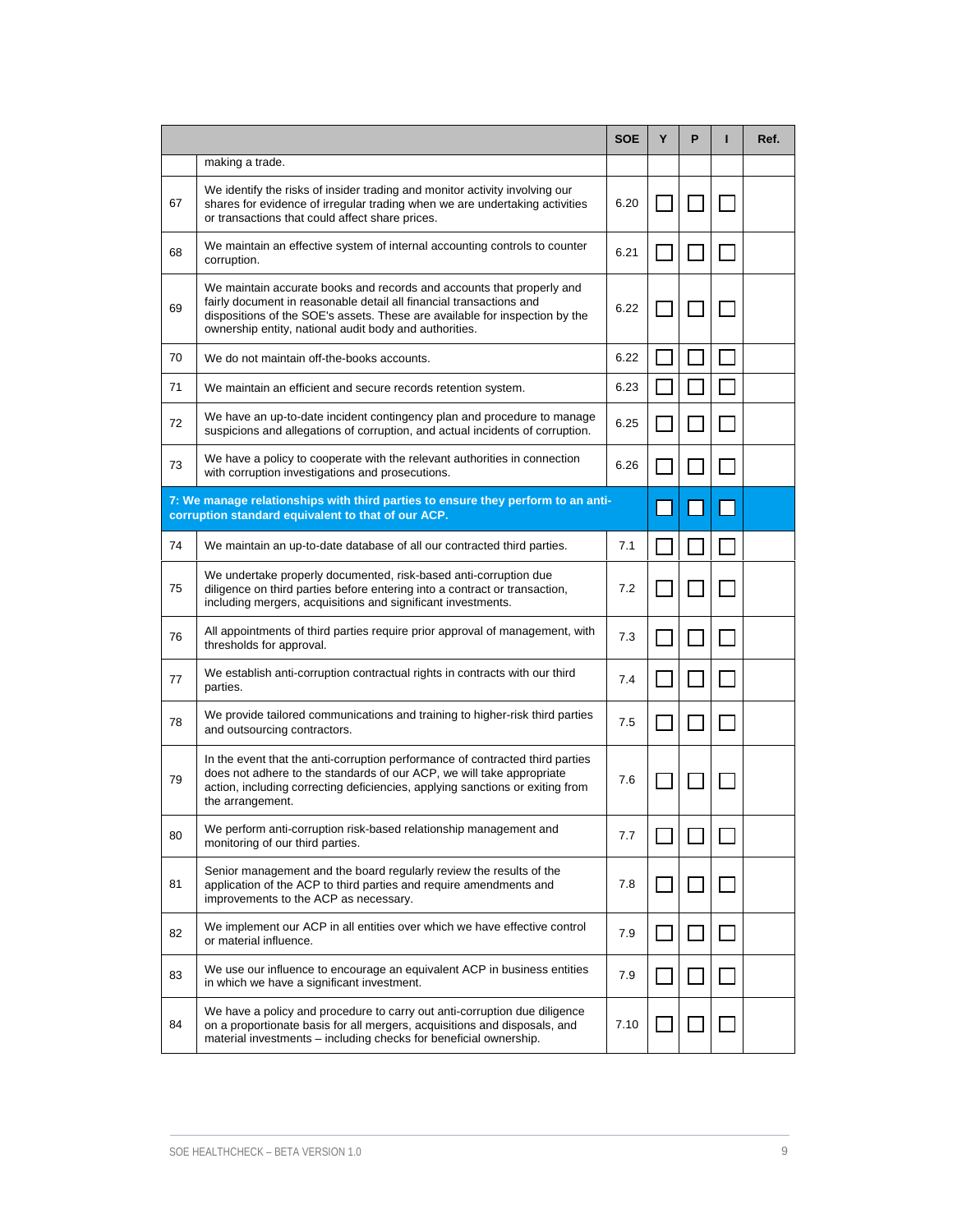| | | SOE | Y | P | I | Ref. |
|---|---|---|---|---|---|---|
| | making a trade. | | | | | |
| 67 | We identify the risks of insider trading and monitor activity involving our shares for evidence of irregular trading when we are undertaking activities or transactions that could affect share prices. | 6.20 | ☐ | ☐ | ☐ | |
| 68 | We maintain an effective system of internal accounting controls to counter corruption. | 6.21 | ☐ | ☐ | ☐ | |
| 69 | We maintain accurate books and records and accounts that properly and fairly document in reasonable detail all financial transactions and dispositions of the SOE's assets. These are available for inspection by the ownership entity, national audit body and authorities. | 6.22 | ☐ | ☐ | ☐ | |
| 70 | We do not maintain off-the-books accounts. | 6.22 | ☐ | ☐ | ☐ | |
| 71 | We maintain an efficient and secure records retention system. | 6.23 | ☐ | ☐ | ☐ | |
| 72 | We have an up-to-date incident contingency plan and procedure to manage suspicions and allegations of corruption, and actual incidents of corruption. | 6.25 | ☐ | ☐ | ☐ | |
| 73 | We have a policy to cooperate with the relevant authorities in connection with corruption investigations and prosecutions. | 6.26 | ☐ | ☐ | ☐ | |
| **7: We manage relationships with third parties to ensure they perform to an anti-corruption standard equivalent to that of our ACP.** | | | ☐ | ☐ | ☐ | |
| 74 | We maintain an up-to-date database of all our contracted third parties. | 7.1 | ☐ | ☐ | ☐ | |
| 75 | We undertake properly documented, risk-based anti-corruption due diligence on third parties before entering into a contract or transaction, including mergers, acquisitions and significant investments. | 7.2 | ☐ | ☐ | ☐ | |
| 76 | All appointments of third parties require prior approval of management, with thresholds for approval. | 7.3 | ☐ | ☐ | ☐ | |
| 77 | We establish anti-corruption contractual rights in contracts with our third parties. | 7.4 | ☐ | ☐ | ☐ | |
| 78 | We provide tailored communications and training to higher-risk third parties and outsourcing contractors. | 7.5 | ☐ | ☐ | ☐ | |
| 79 | In the event that the anti-corruption performance of contracted third parties does not adhere to the standards of our ACP, we will take appropriate action, including correcting deficiencies, applying sanctions or exiting from the arrangement. | 7.6 | ☐ | ☐ | ☐ | |
| 80 | We perform anti-corruption risk-based relationship management and monitoring of our third parties. | 7.7 | ☐ | ☐ | ☐ | |
| 81 | Senior management and the board regularly review the results of the application of the ACP to third parties and require amendments and improvements to the ACP as necessary. | 7.8 | ☐ | ☐ | ☐ | |
| 82 | We implement our ACP in all entities over which we have effective control or material influence. | 7.9 | ☐ | ☐ | ☐ | |
| 83 | We use our influence to encourage an equivalent ACP in business entities in which we have a significant investment. | 7.9 | ☐ | ☐ | ☐ | |
| 84 | We have a policy and procedure to carry out anti-corruption due diligence on a proportionate basis for all mergers, acquisitions and disposals, and material investments – including checks for beneficial ownership. | 7.10 | ☐ | ☐ | ☐ | |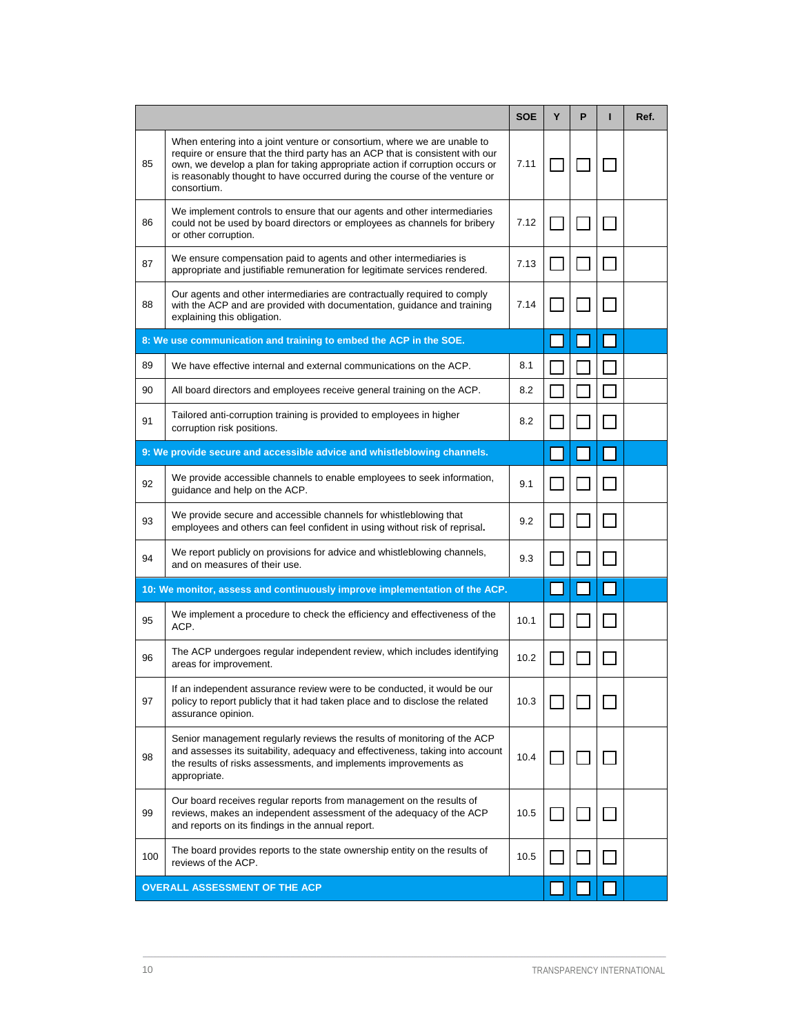| | | SOE | Y | P | I | Ref. |
|---|---|---|---|---|---|---|
| 85 | When entering into a joint venture or consortium, where we are unable to require or ensure that the third party has an ACP that is consistent with our own, we develop a plan for taking appropriate action if corruption occurs or is reasonably thought to have occurred during the course of the venture or consortium. | 7.11 | ☐ | ☐ | ☐ | |
| 86 | We implement controls to ensure that our agents and other intermediaries could not be used by board directors or employees as channels for bribery or other corruption. | 7.12 | ☐ | ☐ | ☐ | |
| 87 | We ensure compensation paid to agents and other intermediaries is appropriate and justifiable remuneration for legitimate services rendered. | 7.13 | ☐ | ☐ | ☐ | |
| 88 | Our agents and other intermediaries are contractually required to comply with the ACP and are provided with documentation, guidance and training explaining this obligation. | 7.14 | ☐ | ☐ | ☐ | |
| **8: We use communication and training to embed the ACP in the SOE.** | | | ☐ | ☐ | ☐ | |
| 89 | We have effective internal and external communications on the ACP. | 8.1 | ☐ | ☐ | ☐ | |
| 90 | All board directors and employees receive general training on the ACP. | 8.2 | ☐ | ☐ | ☐ | |
| 91 | Tailored anti-corruption training is provided to employees in higher corruption risk positions. | 8.2 | ☐ | ☐ | ☐ | |
| **9: We provide secure and accessible advice and whistleblowing channels.** | | | ☐ | ☐ | ☐ | |
| 92 | We provide accessible channels to enable employees to seek information, guidance and help on the ACP. | 9.1 | ☐ | ☐ | ☐ | |
| 93 | We provide secure and accessible channels for whistleblowing that employees and others can feel confident in using without risk of reprisal. | 9.2 | ☐ | ☐ | ☐ | |
| 94 | We report publicly on provisions for advice and whistleblowing channels, and on measures of their use. | 9.3 | ☐ | ☐ | ☐ | |
| **10: We monitor, assess and continuously improve implementation of the ACP.** | | | ☐ | ☐ | ☐ | |
| 95 | We implement a procedure to check the efficiency and effectiveness of the ACP. | 10.1 | ☐ | ☐ | ☐ | |
| 96 | The ACP undergoes regular independent review, which includes identifying areas for improvement. | 10.2 | ☐ | ☐ | ☐ | |
| 97 | If an independent assurance review were to be conducted, it would be our policy to report publicly that it had taken place and to disclose the related assurance opinion. | 10.3 | ☐ | ☐ | ☐ | |
| 98 | Senior management regularly reviews the results of monitoring of the ACP and assesses its suitability, adequacy and effectiveness, taking into account the results of risks assessments, and implements improvements as appropriate. | 10.4 | ☐ | ☐ | ☐ | |
| 99 | Our board receives regular reports from management on the results of reviews, makes an independent assessment of the adequacy of the ACP and reports on its findings in the annual report. | 10.5 | ☐ | ☐ | ☐ | |
| 100 | The board provides reports to the state ownership entity on the results of reviews of the ACP. | 10.5 | ☐ | ☐ | ☐ | |
| **OVERALL ASSESSMENT OF THE ACP** | | | ☐ | ☐ | ☐ | |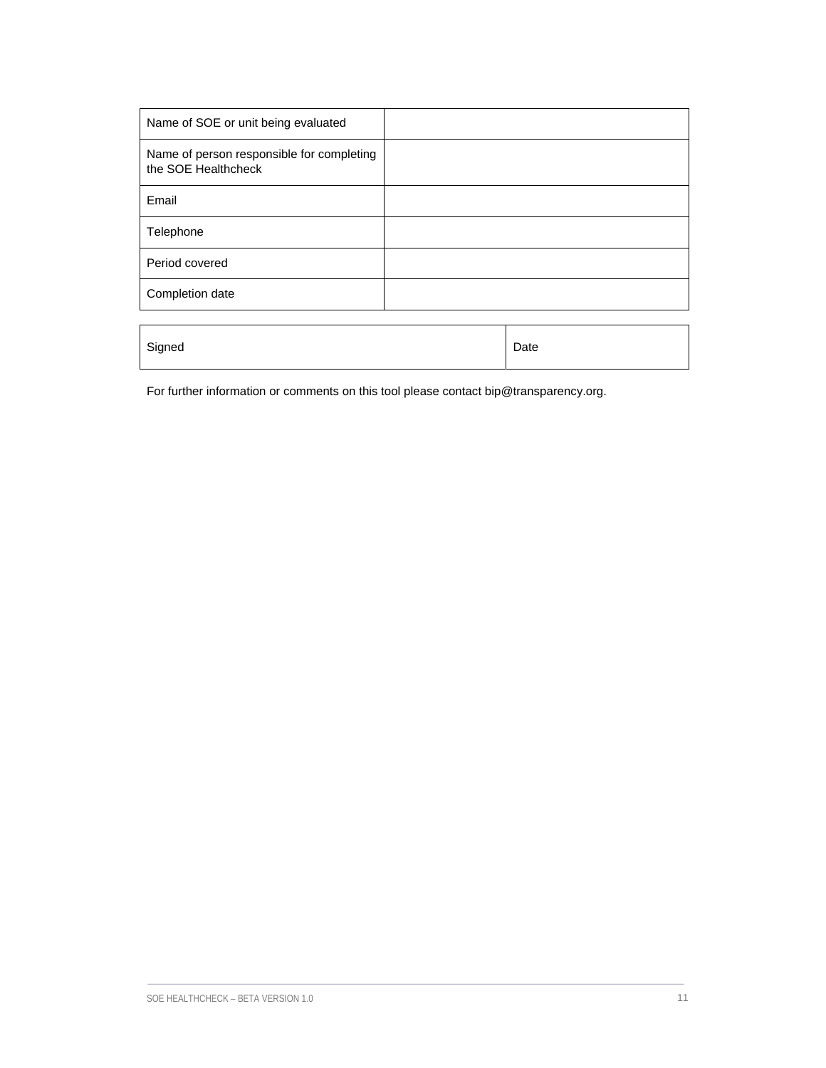| Name of SOE or unit being evaluated | |
|---|---|
| Name of person responsible for completing the SOE Healthcheck | |
| Email | |
| Telephone | |
| Period covered | |
| Completion date | |

| Signed | Date |
|---|---|

For further information or comments on this tool please contact bip@transparency.org.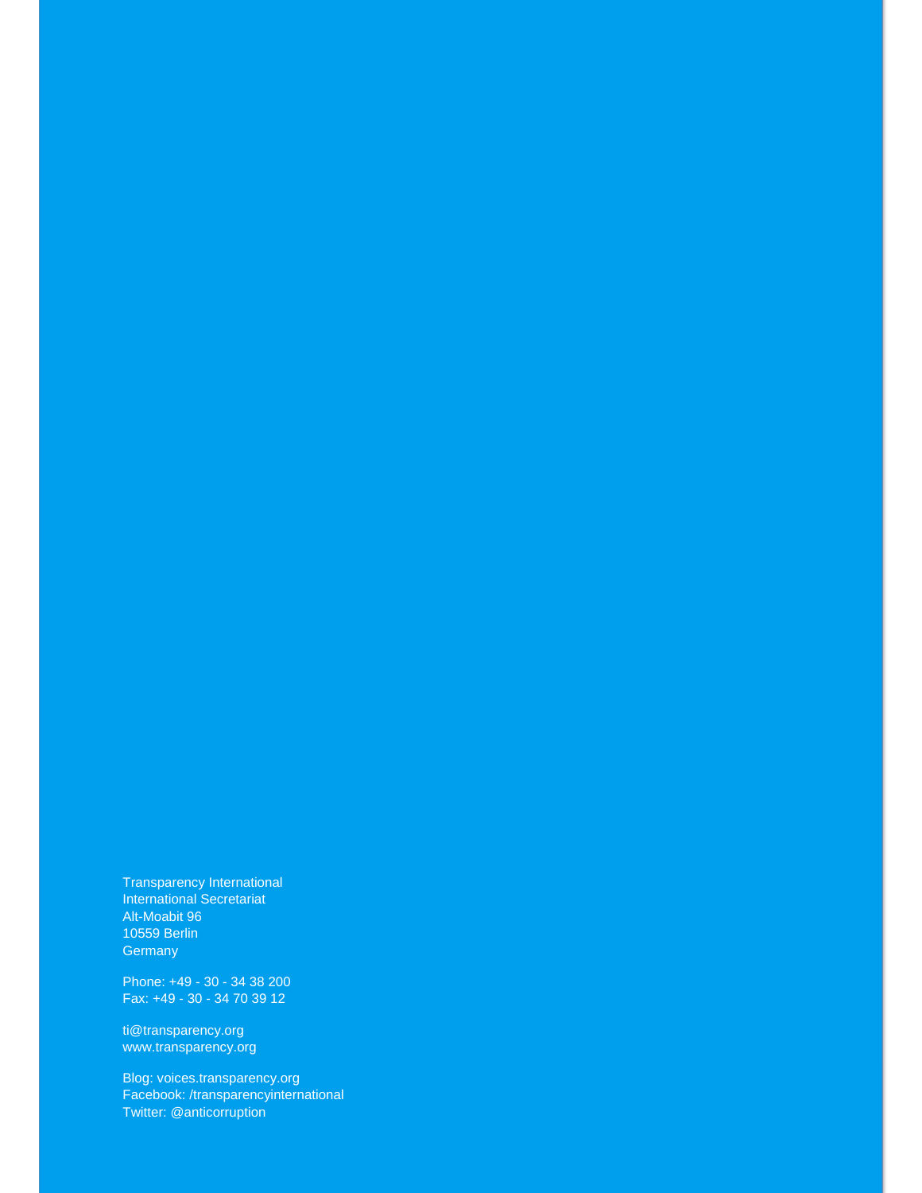Transparency International
International Secretariat
Alt-Moabit 96
10559 Berlin
Germany

Phone: +49 - 30 - 34 38 200
Fax: +49 - 30 - 34 70 39 12

ti@transparency.org
www.transparency.org

Blog: voices.transparency.org
Facebook: /transparencyinternational
Twitter: @anticorruption